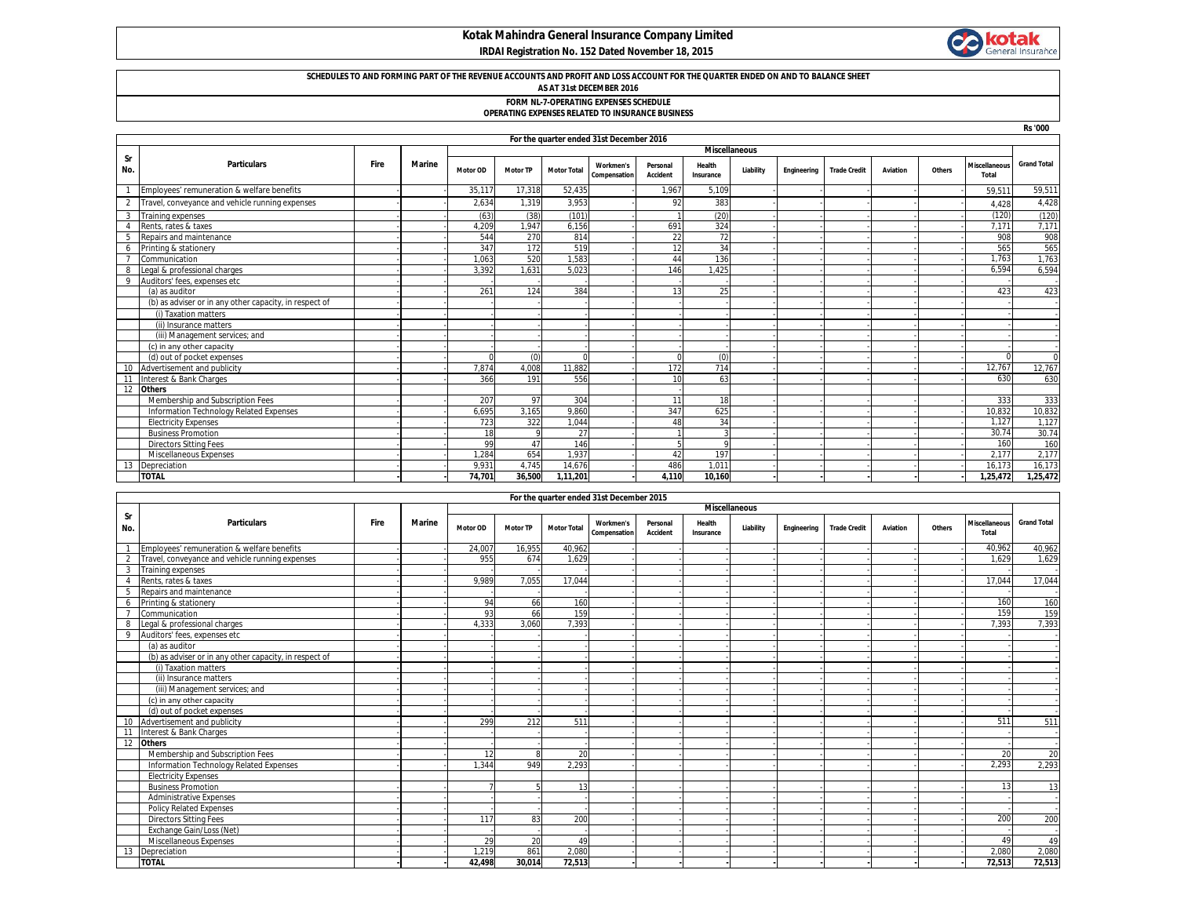# Kotak Mahindra General Insurance Company Limited

**IRDAI Registration No. 152 Dated November 18, 2015**

**SCHEDULES TO AND FORMING PART OF THE REVENUE ACCOUNTS AND PROFIT AND LOSS ACCOUNT FOR THE QUARTER ENDED ON AND TO BALANCE SHEET AS AT 31st DECEMBER 2016**

**FORM NL-7-OPERATING EXPENSES SCHEDULE**
**OPERATING EXPENSES RELATED TO INSURANCE BUSINESS**

Rs '000

**For the quarter ended 31st December 2016**

| Sr No. | Particulars | Fire | Marine | Miscellaneous | | | | | | | | | | | | Grand Total |
|---|---|---|---|---|---|---|---|---|---|---|---|---|---|---|---|---|
| | | | | Motor OD | Motor TP | Motor Total | Workmen's Compensation | Personal Accident | Health Insurance | Liability | Engineering | Trade Credit | Aviation | Others | Miscellaneous Total | |
| 1 | Employees' remuneration & welfare benefits | - | - | 35,117 | 17,318 | 52,435 | - | 1,967 | 5,109 | - | - | - | - | - | 59,511 | 59,511 |
| 2 | Travel, conveyance and vehicle running expenses | - | - | 2,634 | 1,319 | 3,953 | - | 92 | 383 | - | - | - | - | - | 4,428 | 4,428 |
| 3 | Training expenses | - | - | (63) | (38) | (101) | - | 1 | (20) | - | - | - | - | - | (120) | (120) |
| 4 | Rents, rates & taxes | - | - | 4,209 | 1,947 | 6,156 | - | 691 | 324 | - | - | - | - | - | 7,171 | 7,171 |
| 5 | Repairs and maintenance | - | - | 544 | 270 | 814 | - | 22 | 72 | - | - | - | - | - | 908 | 908 |
| 6 | Printing & stationery | - | - | 347 | 172 | 519 | - | 12 | 34 | - | - | - | - | - | 565 | 565 |
| 7 | Communication | - | - | 1,063 | 520 | 1,583 | - | 44 | 136 | - | - | - | - | - | 1,763 | 1,763 |
| 8 | Legal & professional charges | - | - | 3,392 | 1,631 | 5,023 | - | 146 | 1,425 | - | - | - | - | - | 6,594 | 6,594 |
| 9 | Auditors' fees, expenses etc | - | - | - | - | - | - | - | - | - | - | - | - | - | - | - |
| | (a) as auditor | - | - | 261 | 124 | 384 | - | 13 | 25 | - | - | - | - | - | 423 | 423 |
| | (b) as adviser or in any other capacity, in respect of | - | - | - | - | - | - | - | - | - | - | - | - | - | - | - |
| | (i) Taxation matters | - | - | - | - | - | - | - | - | - | - | - | - | - | - | - |
| | (ii) Insurance matters | - | - | - | - | - | - | - | - | - | - | - | - | - | - | - |
| | (iii) Management services; and | - | - | - | - | - | - | - | - | - | - | - | - | - | - | - |
| | (c) in any other capacity | - | - | - | - | - | - | - | - | - | - | - | - | - | - | - |
| | (d) out of pocket expenses | - | - | 0 | (0) | 0 | - | 0 | (0) | - | - | - | - | - | 0 | 0 |
| 10 | Advertisement and publicity | - | - | 7,874 | 4,008 | 11,882 | - | 172 | 714 | - | - | - | - | - | 12,767 | 12,767 |
| 11 | Interest & Bank Charges | - | - | 366 | 191 | 556 | - | 10 | 63 | - | - | - | - | - | 630 | 630 |
| 12 | **Others** | - | - | | | | | - | | | | | | | | |
| | Membership and Subscription Fees | - | - | 207 | 97 | 304 | - | 11 | 18 | - | - | - | - | - | 333 | 333 |
| | Information Technology Related Expenses | - | - | 6,695 | 3,165 | 9,860 | - | 347 | 625 | - | - | - | - | - | 10,832 | 10,832 |
| | Electricity Expenses | - | - | 723 | 322 | 1,044 | - | 48 | 34 | - | - | - | - | - | 1,127 | 1,127 |
| | Business Promotion | - | - | 18 | 9 | 27 | - | 1 | 3 | - | - | - | - | - | 30.74 | 30.74 |
| | Directors Sitting Fees | - | - | 99 | 47 | 146 | - | 5 | 9 | - | - | - | - | - | 160 | 160 |
| | Miscellaneous Expenses | - | - | 1,284 | 654 | 1,937 | - | 42 | 197 | - | - | - | - | - | 2,177 | 2,177 |
| 13 | Depreciation | - | - | 9,931 | 4,745 | 14,676 | - | 486 | 1,011 | - | - | - | - | - | 16,173 | 16,173 |
| | **TOTAL** | **-** | **-** | **74,701** | **36,500** | **1,11,201** | **-** | **4,110** | **10,160** | **-** | **-** | **-** | **-** | **-** | **1,25,472** | **1,25,472** |

**For the quarter ended 31st December 2015**

| Sr No. | Particulars | Fire | Marine | Miscellaneous | | | | | | | | | | | | Grand Total |
|---|---|---|---|---|---|---|---|---|---|---|---|---|---|---|---|---|
| | | | | Motor OD | Motor TP | Motor Total | Workmen's Compensation | Personal Accident | Health Insurance | Liability | Engineering | Trade Credit | Aviation | Others | Miscellaneous Total | |
| 1 | Employees' remuneration & welfare benefits | - | - | 24,007 | 16,955 | 40,962 | - | - | - | - | - | - | - | - | 40,962 | 40,962 |
| 2 | Travel, conveyance and vehicle running expenses | - | - | 955 | 674 | 1,629 | - | - | - | - | - | - | - | - | 1,629 | 1,629 |
| 3 | Training expenses | - | - | - | - | - | - | - | - | - | - | - | - | - | - | - |
| 4 | Rents, rates & taxes | - | - | 9,989 | 7,055 | 17,044 | - | - | - | - | - | - | - | - | 17,044 | 17,044 |
| 5 | Repairs and maintenance | - | - | - | - | - | - | - | - | - | - | - | - | - | - | - |
| 6 | Printing & stationery | - | - | 94 | 66 | 160 | - | - | - | - | - | - | - | - | 160 | 160 |
| 7 | Communication | - | - | 93 | 66 | 159 | - | - | - | - | - | - | - | - | 159 | 159 |
| 8 | Legal & professional charges | - | - | 4,333 | 3,060 | 7,393 | - | - | - | - | - | - | - | - | 7,393 | 7,393 |
| 9 | Auditors' fees, expenses etc | - | - | - | - | - | - | - | - | - | - | - | - | - | - | - |
| | (a) as auditor | - | - | - | - | - | - | - | - | - | - | - | - | - | - | - |
| | (b) as adviser or in any other capacity, in respect of | - | - | - | - | - | - | - | - | - | - | - | - | - | - | - |
| | (i) Taxation matters | - | - | - | - | - | - | - | - | - | - | - | - | - | - | - |
| | (ii) Insurance matters | - | - | - | - | - | - | - | - | - | - | - | - | - | - | - |
| | (iii) Management services; and | - | - | - | - | - | - | - | - | - | - | - | - | - | - | - |
| | (c) in any other capacity | - | - | - | - | - | - | - | - | - | - | - | - | - | - | - |
| | (d) out of pocket expenses | - | - | - | - | - | - | - | - | - | - | - | - | - | - | - |
| 10 | Advertisement and publicity | - | - | 299 | 212 | 511 | - | - | - | - | - | - | - | - | 511 | 511 |
| 11 | Interest & Bank Charges | - | - | - | - | - | - | - | - | - | - | - | - | - | - | - |
| 12 | **Others** | - | - | - | - | - | - | - | - | - | - | - | - | - | - | - |
| | Membership and Subscription Fees | - | - | 12 | 8 | 20 | - | - | - | - | - | - | - | - | 20 | 20 |
| | Information Technology Related Expenses | - | - | 1,344 | 949 | 2,293 | - | - | - | - | - | - | - | - | 2,293 | 2,293 |
| | Electricity Expenses | - | - | | | | | | | | | | | | | |
| | Business Promotion | - | - | 7 | 5 | 13 | - | - | - | - | - | - | - | - | 13 | 13 |
| | Administrative Expenses | - | - | - | - | - | - | - | - | - | - | - | - | - | - | - |
| | Policy Related Expenses | - | - | - | - | - | - | - | - | - | - | - | - | - | - | - |
| | Directors Sitting Fees | - | - | 117 | 83 | 200 | - | - | - | - | - | - | - | - | 200 | 200 |
| | Exchange Gain/Loss (Net) | - | - | - | - | - | - | - | - | - | - | - | - | - | - | - |
| | Miscellaneous Expenses | - | - | 29 | 20 | 49 | - | - | - | - | - | - | - | - | 49 | 49 |
| 13 | Depreciation | - | - | 1,219 | 861 | 2,080 | - | - | - | - | - | - | - | - | 2,080 | 2,080 |
| | **TOTAL** | **-** | **-** | **42,498** | **30,014** | **72,513** | **-** | **-** | **-** | **-** | **-** | **-** | **-** | **-** | **72,513** | **72,513** |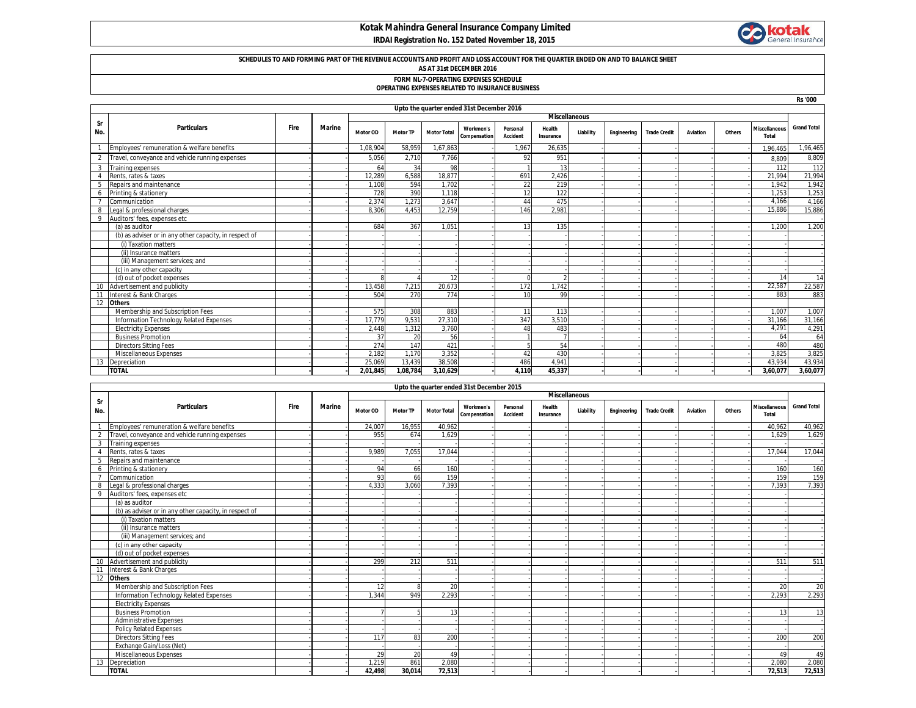# Kotak Mahindra General Insurance Company Limited

**IRDAI Registration No. 152 Dated November 18, 2015**

**SCHEDULES TO AND FORMING PART OF THE REVENUE ACCOUNTS AND PROFIT AND LOSS ACCOUNT FOR THE QUARTER ENDED ON AND TO BALANCE SHEET AS AT 31st DECEMBER 2016**

**FORM NL-7-OPERATING EXPENSES SCHEDULE**
**OPERATING EXPENSES RELATED TO INSURANCE BUSINESS**

Rs '000

| Upto the quarter ended 31st December 2016 | | | | | | | | | | | | | | | | | |
|---|---|---|---|---|---|---|---|---|---|---|---|---|---|---|---|---|---|
| | | | | Miscellaneous | | | | | | | | | | | | | |
| Sr No. | Particulars | Fire | Marine | Motor OD | Motor TP | Motor Total | Workmen's Compensation | Personal Accident | Health Insurance | Liability | Engineering | Trade Credit | Aviation | Others | Miscellaneous Total | Grand Total |
| 1 | Employees' remuneration & welfare benefits | - | - | 1,08,904 | 58,959 | 1,67,863 | - | 1,967 | 26,635 | - | - | - | - | - | 1,96,465 | 1,96,465 |
| 2 | Travel, conveyance and vehicle running expenses | - | - | 5,056 | 2,710 | 7,766 | - | 92 | 951 | - | - | - | - | - | 8,809 | 8,809 |
| 3 | Training expenses | - | - | 64 | 34 | 98 | - | 1 | 13 | - | - | - | - | - | 112 | 112 |
| 4 | Rents, rates & taxes | - | - | 12,289 | 6,588 | 18,877 | - | 691 | 2,426 | - | - | - | - | - | 21,994 | 21,994 |
| 5 | Repairs and maintenance | - | - | 1,108 | 594 | 1,702 | - | 22 | 219 | - | - | - | - | - | 1,942 | 1,942 |
| 6 | Printing & stationery | - | - | 728 | 390 | 1,118 | - | 12 | 122 | - | - | - | - | - | 1,253 | 1,253 |
| 7 | Communication | - | - | 2,374 | 1,273 | 3,647 | - | 44 | 475 | - | - | - | - | - | 4,166 | 4,166 |
| 8 | Legal & professional charges | - | - | 8,306 | 4,453 | 12,759 | - | 146 | 2,981 | - | - | - | - | - | 15,886 | 15,886 |
| 9 | Auditors' fees, expenses etc | | | | | | | | | | | | | | | - |
| | (a) as auditor | - | - | 684 | 367 | 1,051 | - | 13 | 135 | - | - | - | - | - | 1,200 | 1,200 |
| | (b) as adviser or in any other capacity, in respect of | - | - | - | - | - | - | - | - | - | - | - | - | - | - | - |
| | (i) Taxation matters | - | - | - | - | - | - | - | - | - | - | - | - | - | - | - |
| | (ii) Insurance matters | - | - | - | - | - | - | - | - | - | - | - | - | - | - | - |
| | (iii) Management services; and | - | - | - | - | - | - | - | - | - | - | - | - | - | - | - |
| | (c) in any other capacity | - | - | - | - | - | - | - | - | - | - | - | - | - | - | - |
| | (d) out of pocket expenses | - | - | 8 | 4 | 12 | - | 0 | 2 | - | - | - | - | - | 14 | 14 |
| 10 | Advertisement and publicity | - | - | 13,458 | 7,215 | 20,673 | - | 172 | 1,742 | - | - | - | - | - | 22,587 | 22,587 |
| 11 | Interest & Bank Charges | - | - | 504 | 270 | 774 | - | 10 | 99 | - | - | - | - | - | 883 | 883 |
| 12 | **Others** | | | | | | | | | | | | | | | |
| | Membership and Subscription Fees | - | - | 575 | 308 | 883 | - | 11 | 113 | - | - | - | - | - | 1,007 | 1,007 |
| | Information Technology Related Expenses | - | - | 17,779 | 9,531 | 27,310 | - | 347 | 3,510 | - | - | - | - | - | 31,166 | 31,166 |
| | Electricity Expenses | - | - | 2,448 | 1,312 | 3,760 | - | 48 | 483 | - | - | - | - | - | 4,291 | 4,291 |
| | Business Promotion | - | - | 37 | 20 | 56 | - | 1 | 7 | - | - | - | - | - | 64 | 64 |
| | Directors Sitting Fees | - | - | 274 | 147 | 421 | - | 5 | 54 | - | - | - | - | - | 480 | 480 |
| | Miscellaneous Expenses | - | - | 2,182 | 1,170 | 3,352 | - | 42 | 430 | - | - | - | - | - | 3,825 | 3,825 |
| 13 | Depreciation | - | - | 25,069 | 13,439 | 38,508 | - | 486 | 4,941 | - | - | - | - | - | 43,934 | 43,934 |
| | **TOTAL** | **-** | **-** | **2,01,845** | **1,08,784** | **3,10,629** | **-** | **4,110** | **45,337** | **-** | **-** | **-** | **-** | **-** | **3,60,077** | **3,60,077** |

| Upto the quarter ended 31st December 2015 | | | | | | | | | | | | | | | | |
|---|---|---|---|---|---|---|---|---|---|---|---|---|---|---|---|---|
| | | | | Miscellaneous | | | | | | | | | | | | |
| Sr No. | Particulars | Fire | Marine | Motor OD | Motor TP | Motor Total | Workmen's Compensation | Personal Accident | Health Insurance | Liability | Engineering | Trade Credit | Aviation | Others | Miscellaneous Total | Grand Total |
| 1 | Employees' remuneration & welfare benefits | - | - | 24,007 | 16,955 | 40,962 | - | - | - | - | - | - | - | - | 40,962 | 40,962 |
| 2 | Travel, conveyance and vehicle running expenses | - | - | 955 | 674 | 1,629 | - | - | - | - | - | - | - | - | 1,629 | 1,629 |
| 3 | Training expenses | - | - | - | - | - | - | - | - | - | - | - | - | - | - | - |
| 4 | Rents, rates & taxes | - | - | 9,989 | 7,055 | 17,044 | - | - | - | - | - | - | - | - | 17,044 | 17,044 |
| 5 | Repairs and maintenance | - | - | - | - | - | - | - | - | - | - | - | - | - | - | - |
| 6 | Printing & stationery | - | - | 94 | 66 | 160 | - | - | - | - | - | - | - | - | 160 | 160 |
| 7 | Communication | - | - | 93 | 66 | 159 | - | - | - | - | - | - | - | - | 159 | 159 |
| 8 | Legal & professional charges | - | - | 4,333 | 3,060 | 7,393 | - | - | - | - | - | - | - | - | 7,393 | 7,393 |
| 9 | Auditors' fees, expenses etc | - | - | - | - | - | - | - | - | - | - | - | - | - | - | - |
| | (a) as auditor | - | - | - | - | - | - | - | - | - | - | - | - | - | - | - |
| | (b) as adviser or in any other capacity, in respect of | - | - | - | - | - | - | - | - | - | - | - | - | - | - | - |
| | (i) Taxation matters | - | - | - | - | - | - | - | - | - | - | - | - | - | - | - |
| | (ii) Insurance matters | - | - | - | - | - | - | - | - | - | - | - | - | - | - | - |
| | (iii) Management services; and | - | - | - | - | - | - | - | - | - | - | - | - | - | - | - |
| | (c) in any other capacity | - | - | - | - | - | - | - | - | - | - | - | - | - | - | - |
| | (d) out of pocket expenses | - | - | - | - | - | - | - | - | - | - | - | - | - | - | - |
| 10 | Advertisement and publicity | - | - | 299 | 212 | 511 | - | - | - | - | - | - | - | - | 511 | 511 |
| 11 | Interest & Bank Charges | - | - | - | - | - | - | - | - | - | - | - | - | - | - | - |
| 12 | **Others** | - | - | - | - | - | - | - | - | - | - | - | - | - | - | - |
| | Membership and Subscription Fees | - | - | 12 | 8 | 20 | - | - | - | - | - | - | - | - | 20 | 20 |
| | Information Technology Related Expenses | - | - | 1,344 | 949 | 2,293 | - | - | - | - | - | - | - | - | 2,293 | 2,293 |
| | Electricity Expenses | - | - | - | - | - | - | - | - | - | - | - | - | - | - | - |
| | Business Promotion | - | - | 7 | 5 | 13 | - | - | - | - | - | - | - | - | 13 | 13 |
| | Administrative Expenses | - | - | - | - | - | - | - | - | - | - | - | - | - | - | - |
| | Policy Related Expenses | - | - | - | - | - | - | - | - | - | - | - | - | - | - | - |
| | Directors Sitting Fees | - | - | 117 | 83 | 200 | - | - | - | - | - | - | - | - | 200 | 200 |
| | Exchange Gain/Loss (Net) | - | - | - | - | - | - | - | - | - | - | - | - | - | - | - |
| | Miscellaneous Expenses | - | - | 29 | 20 | 49 | - | - | - | - | - | - | - | - | 49 | 49 |
| 13 | Depreciation | - | - | 1,219 | 861 | 2,080 | - | - | - | - | - | - | - | - | 2,080 | 2,080 |
| | **TOTAL** | **-** | **-** | **42,498** | **30,014** | **72,513** | **-** | **-** | **-** | **-** | **-** | **-** | **-** | **-** | **72,513** | **72,513** |